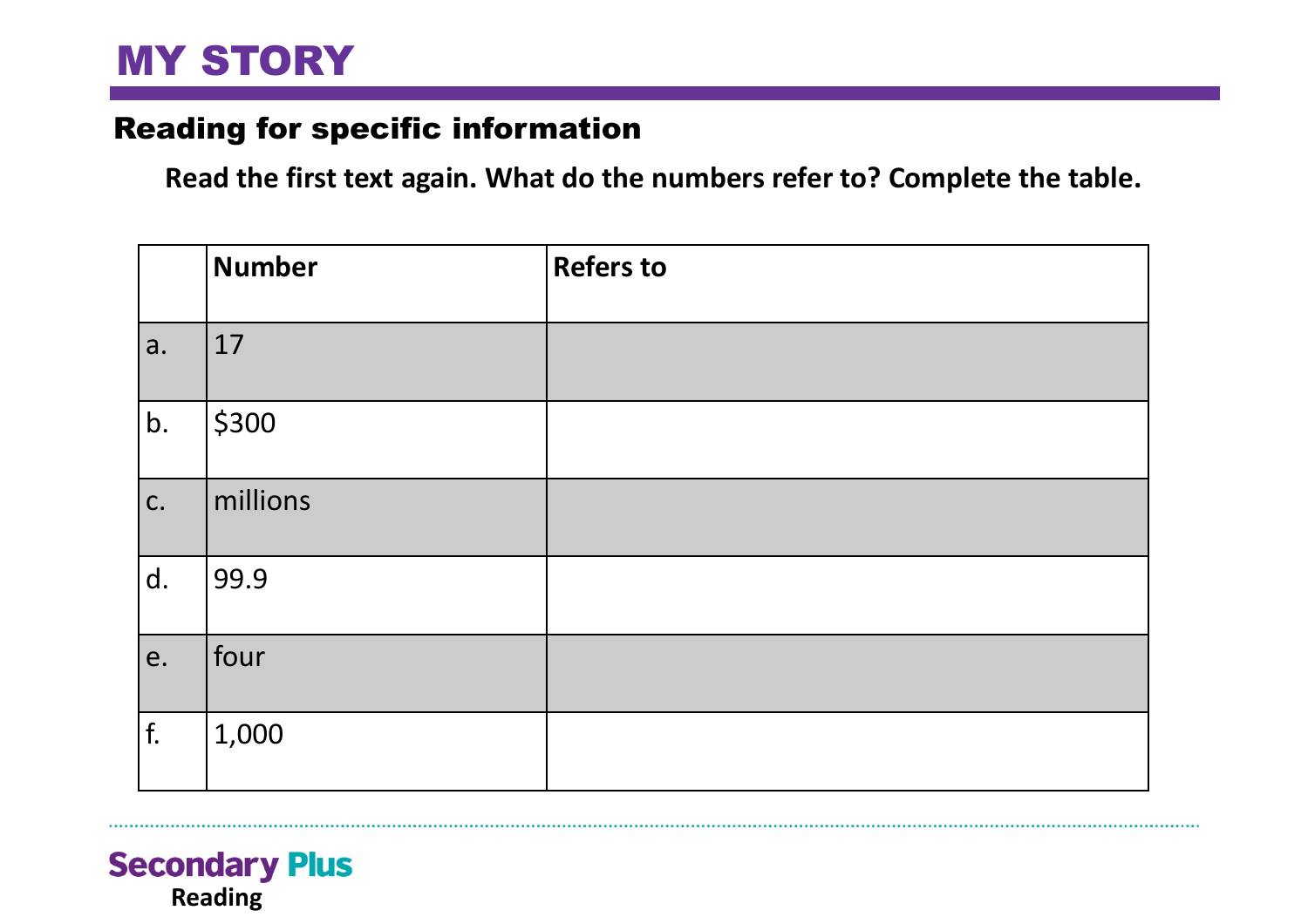# MY STORY

## Reading for specific information

**Read the first text again. What do the numbers refer to? Complete the table.**

| | Number | Refers to |
|---|---|---|
| a. | 17 | |
| b. | $300 | |
| c. | millions | |
| d. | 99.9 | |
| e. | four | |
| f. | 1,000 | |

Secondary Plus
Reading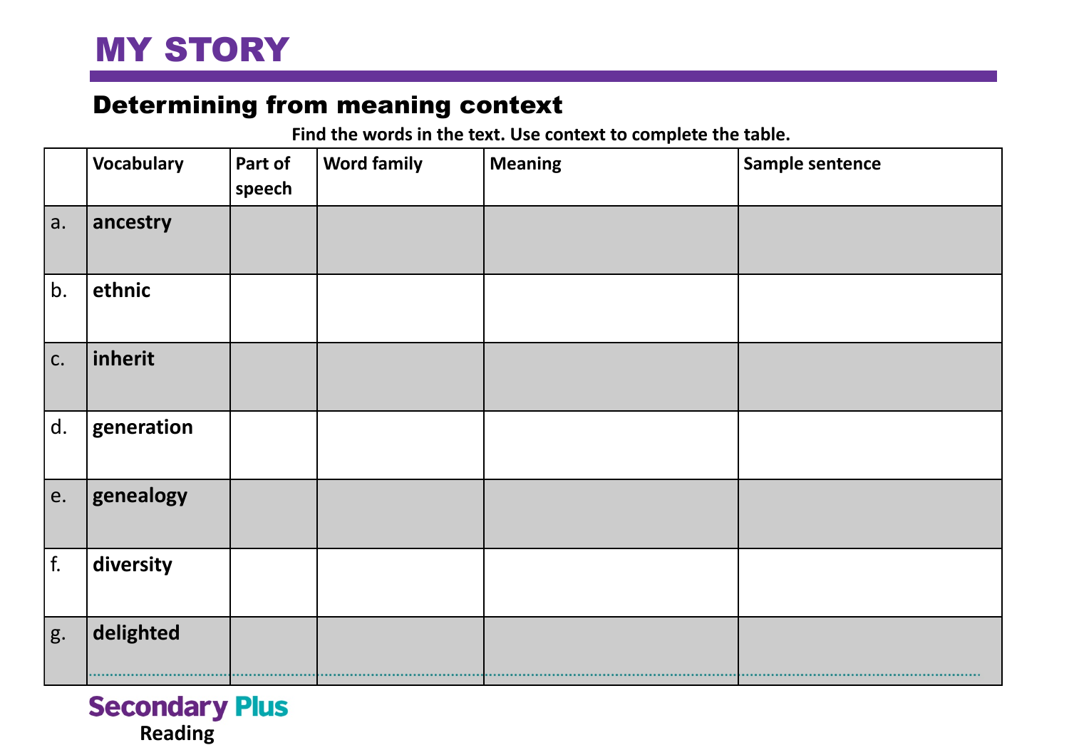# MY STORY

## Determining from meaning context

**Find the words in the text. Use context to complete the table.**

| | Vocabulary | Part of speech | Word family | Meaning | Sample sentence |
|---|---|---|---|---|---|
| a. | **ancestry** | | | | |
| b. | **ethnic** | | | | |
| c. | **inherit** | | | | |
| d. | **generation** | | | | |
| e. | **genealogy** | | | | |
| f. | **diversity** | | | | |
| g. | **delighted** | | | | |

Secondary Plus
Reading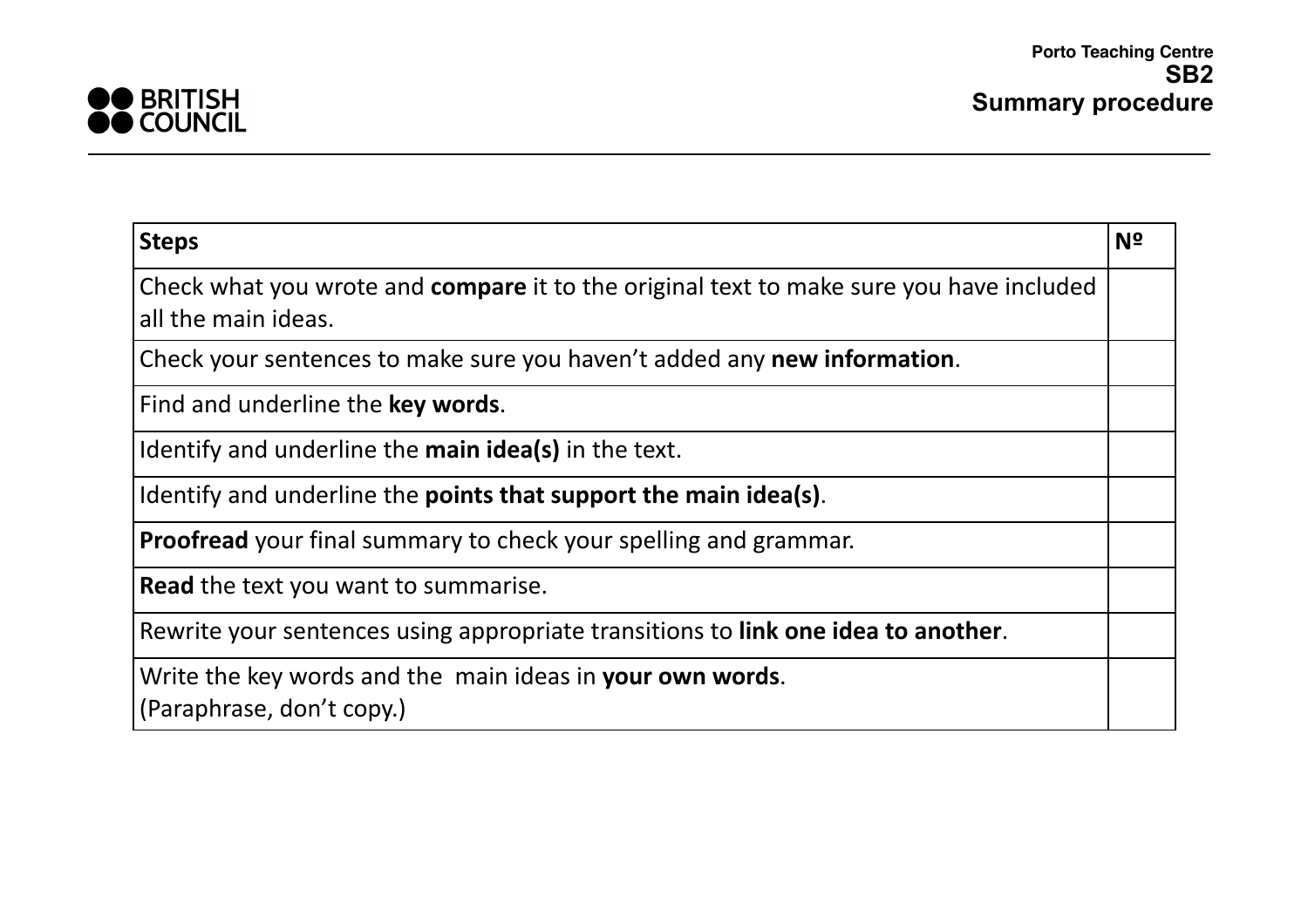Porto Teaching Centre
**SB2**
**Summary procedure**

| **Steps** | **Nº** |
| --- | --- |
| Check what you wrote and **compare** it to the original text to make sure you have included all the main ideas. | |
| Check your sentences to make sure you haven't added any **new information**. | |
| Find and underline the **key words**. | |
| Identify and underline the **main idea(s)** in the text. | |
| Identify and underline the **points that support the main idea(s)**. | |
| **Proofread** your final summary to check your spelling and grammar. | |
| **Read** the text you want to summarise. | |
| Rewrite your sentences using appropriate transitions to **link one idea to another**. | |
| Write the key words and the main ideas in **your own words**. (Paraphrase, don't copy.) | |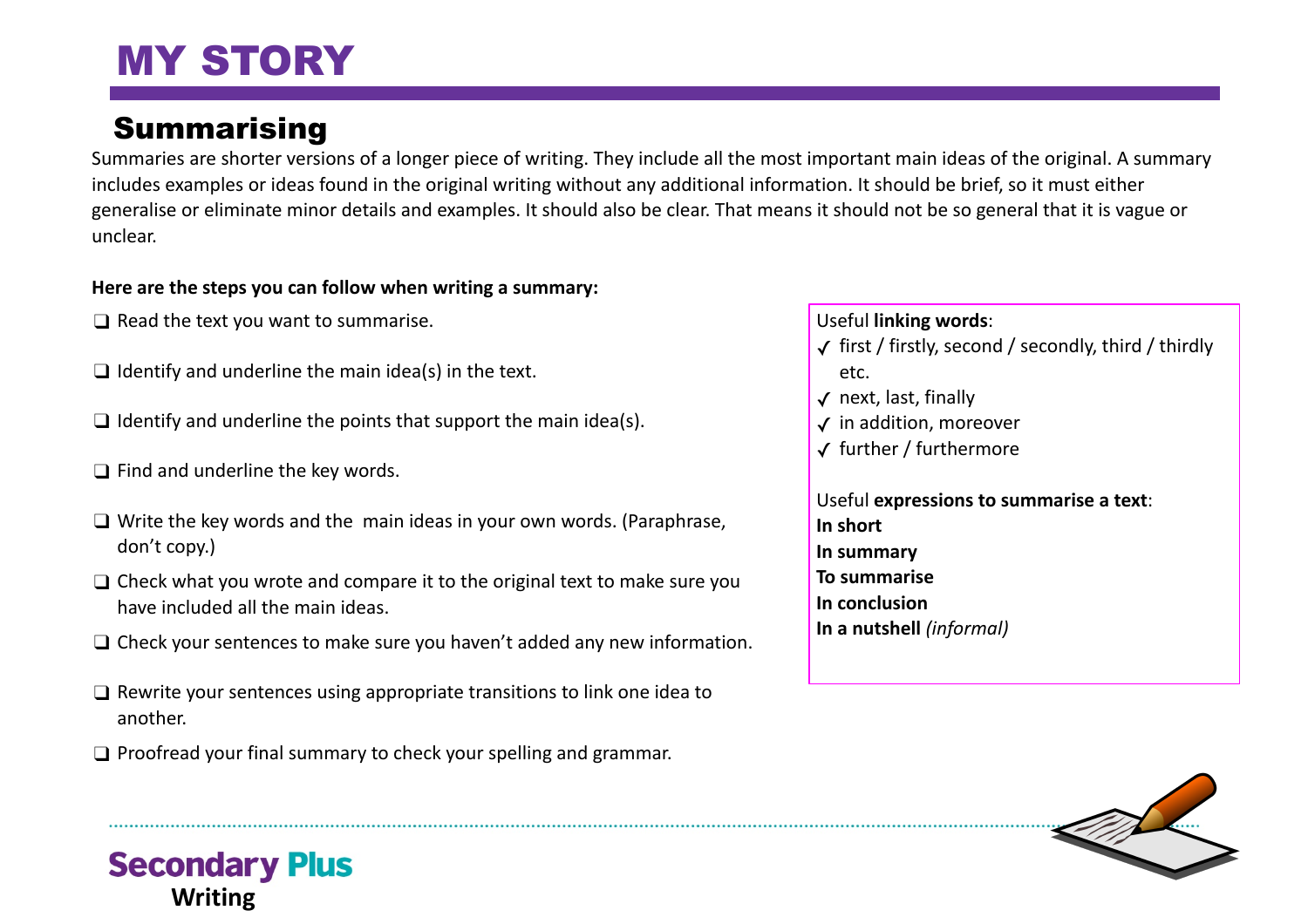# MY STORY

## Summarising

Summaries are shorter versions of a longer piece of writing. They include all the most important main ideas of the original. A summary includes examples or ideas found in the original writing without any additional information. It should be brief, so it must either generalise or eliminate minor details and examples. It should also be clear. That means it should not be so general that it is vague or unclear.

**Here are the steps you can follow when writing a summary:**

- ❑ Read the text you want to summarise.
- ❑ Identify and underline the main idea(s) in the text.
- ❑ Identify and underline the points that support the main idea(s).
- ❑ Find and underline the key words.
- ❑ Write the key words and the main ideas in your own words. (Paraphrase, don't copy.)
- ❑ Check what you wrote and compare it to the original text to make sure you have included all the main ideas.
- ❑ Check your sentences to make sure you haven't added any new information.
- ❑ Rewrite your sentences using appropriate transitions to link one idea to another.
- ❑ Proofread your final summary to check your spelling and grammar.

Useful **linking words**:

- ✓ first / firstly, second / secondly, third / thirdly etc.
- ✓ next, last, finally
- ✓ in addition, moreover
- ✓ further / furthermore

Useful **expressions to summarise a text**:

**In short**
**In summary**
**To summarise**
**In conclusion**
**In a nutshell** *(informal)*

Secondary Plus
Writing